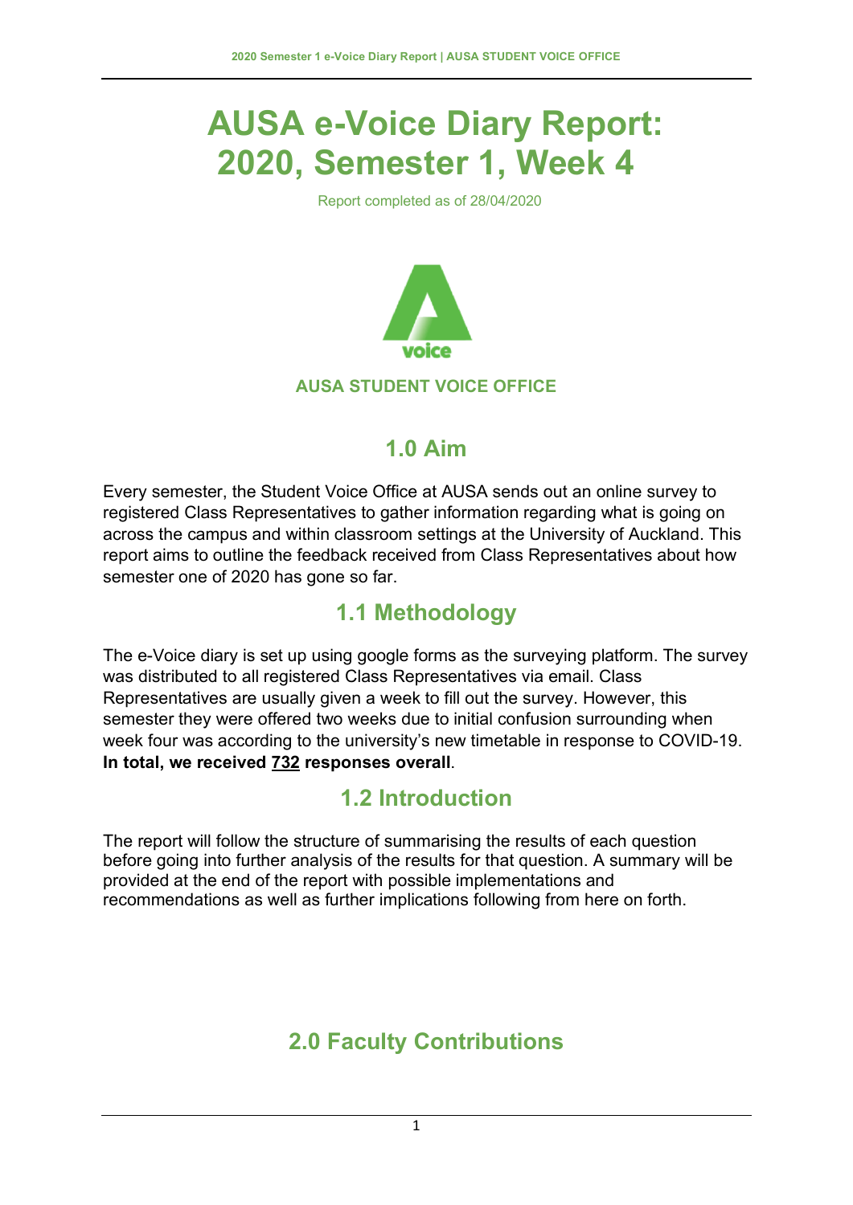# AUSA e-Voice Diary Report: 2020, Semester 1, Week 4

Report completed as of 28/04/2020

**AUSA STUDENT VOICE OFFICE**

## 1.0 Aim

Every semester, the Student Voice Office at AUSA sends out an online survey to registered Class Representatives to gather information regarding what is going on across the campus and within classroom settings at the University of Auckland. This report aims to outline the feedback received from Class Representatives about how semester one of 2020 has gone so far.

## 1.1 Methodology

The e-Voice diary is set up using google forms as the surveying platform. The survey was distributed to all registered Class Representatives via email. Class Representatives are usually given a week to fill out the survey. However, this semester they were offered two weeks due to initial confusion surrounding when week four was according to the university's new timetable in response to COVID-19. **In total, we received 732 responses overall**.

## 1.2 Introduction

The report will follow the structure of summarising the results of each question before going into further analysis of the results for that question. A summary will be provided at the end of the report with possible implementations and recommendations as well as further implications following from here on forth.

## 2.0 Faculty Contributions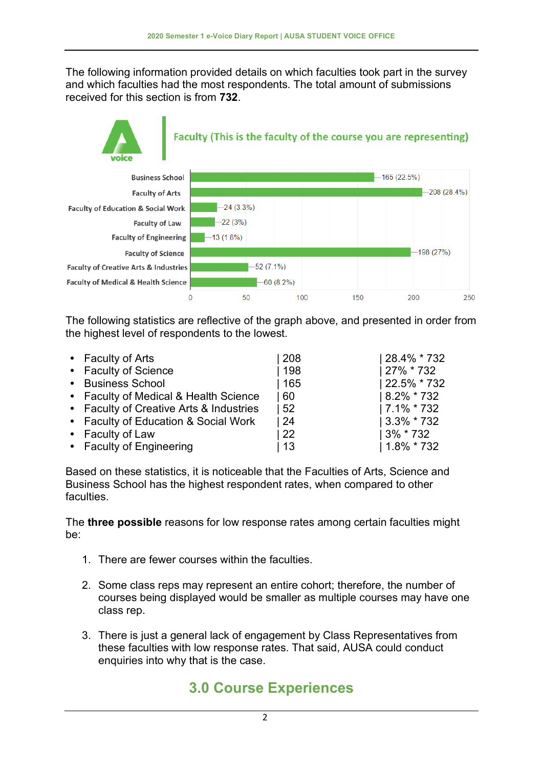The following information provided details on which faculties took part in the survey and which faculties had the most respondents. The total amount of submissions received for this section is from **732**.

**Faculty (This is the faculty of the course you are representing)**

| Faculty | Respondents |
|---|---|
| Business School | 165 (22.5%) |
| Faculty of Arts | 208 (28.4%) |
| Faculty of Education & Social Work | 24 (3.3%) |
| Faculty of Law | 22 (3%) |
| Faculty of Engineering | 13 (1.8%) |
| Faculty of Science | 198 (27%) |
| Faculty of Creative Arts & Industries | 52 (7.1%) |
| Faculty of Medical & Health Science | 60 (8.2%) |

The following statistics are reflective of the graph above, and presented in order from the highest level of respondents to the lowest.

- Faculty of Arts | 208 | 28.4% * 732
- Faculty of Science | 198 | 27% * 732
- Business School | 165 | 22.5% * 732
- Faculty of Medical & Health Science | 60 | 8.2% * 732
- Faculty of Creative Arts & Industries | 52 | 7.1% * 732
- Faculty of Education & Social Work | 24 | 3.3% * 732
- Faculty of Law | 22 | 3% * 732
- Faculty of Engineering | 13 | 1.8% * 732

Based on these statistics, it is noticeable that the Faculties of Arts, Science and Business School has the highest respondent rates, when compared to other faculties.

The **three possible** reasons for low response rates among certain faculties might be:

1. There are fewer courses within the faculties.

2. Some class reps may represent an entire cohort; therefore, the number of courses being displayed would be smaller as multiple courses may have one class rep.

3. There is just a general lack of engagement by Class Representatives from these faculties with low response rates. That said, AUSA could conduct enquiries into why that is the case.

## 3.0 Course Experiences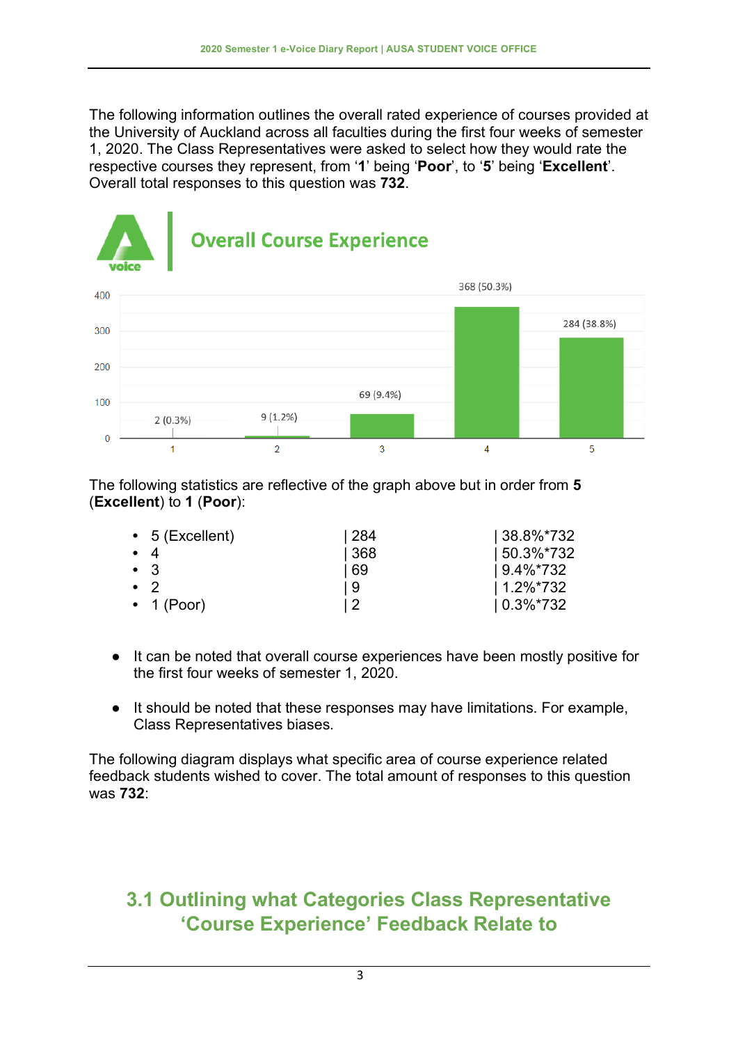The following information outlines the overall rated experience of courses provided at the University of Auckland across all faculties during the first four weeks of semester 1, 2020. The Class Representatives were asked to select how they would rate the respective courses they represent, from '**1**' being '**Poor**', to '**5**' being '**Excellent**'. Overall total responses to this question was **732**.

**Overall Course Experience**

| Rating | Responses |
|---|---|
| 1 | 2 (0.3%) |
| 2 | 9 (1.2%) |
| 3 | 69 (9.4%) |
| 4 | 368 (50.3%) |
| 5 | 284 (38.8%) |

The following statistics are reflective of the graph above but in order from **5** (**Excellent**) to **1** (**Poor**):

- 5 (Excellent) | 284 | 38.8%*732
- 4 | 368 | 50.3%*732
- 3 | 69 | 9.4%*732
- 2 | 9 | 1.2%*732
- 1 (Poor) | 2 | 0.3%*732

- It can be noted that overall course experiences have been mostly positive for the first four weeks of semester 1, 2020.
- It should be noted that these responses may have limitations. For example, Class Representatives biases.

The following diagram displays what specific area of course experience related feedback students wished to cover. The total amount of responses to this question was **732**:

## 3.1 Outlining what Categories Class Representative 'Course Experience' Feedback Relate to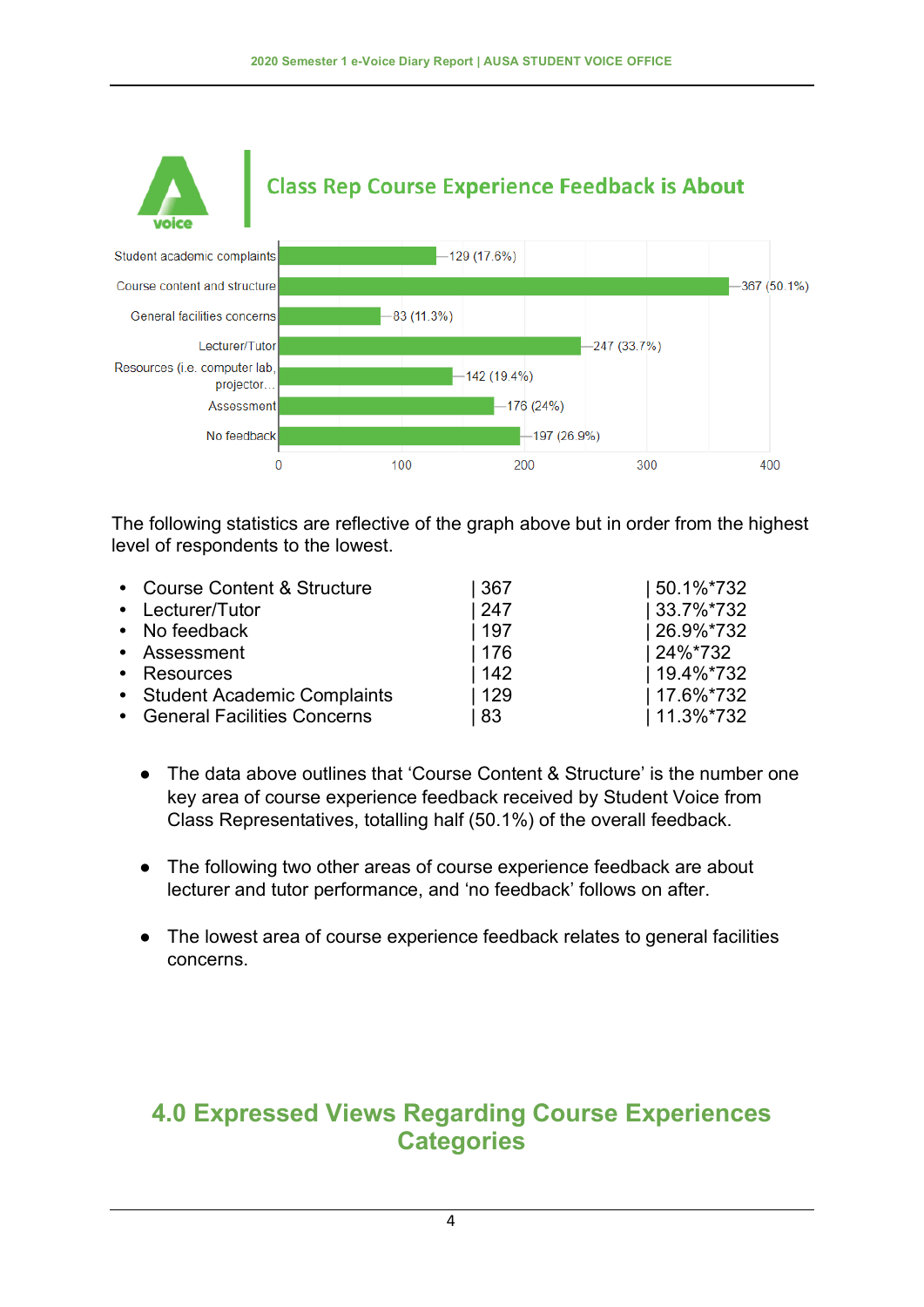## Class Rep Course Experience Feedback is About

| Category | Count (%) |
|---|---|
| Student academic complaints | 129 (17.6%) |
| Course content and structure | 367 (50.1%) |
| General facilities concerns | 83 (11.3%) |
| Lecturer/Tutor | 247 (33.7%) |
| Resources (i.e. computer lab, projector... | 142 (19.4%) |
| Assessment | 176 (24%) |
| No feedback | 197 (26.9%) |

The following statistics are reflective of the graph above but in order from the highest level of respondents to the lowest.

- Course Content & Structure | 367 | 50.1%*732
- Lecturer/Tutor | 247 | 33.7%*732
- No feedback | 197 | 26.9%*732
- Assessment | 176 | 24%*732
- Resources | 142 | 19.4%*732
- Student Academic Complaints | 129 | 17.6%*732
- General Facilities Concerns | 83 | 11.3%*732

- The data above outlines that 'Course Content & Structure' is the number one key area of course experience feedback received by Student Voice from Class Representatives, totalling half (50.1%) of the overall feedback.

- The following two other areas of course experience feedback are about lecturer and tutor performance, and 'no feedback' follows on after.

- The lowest area of course experience feedback relates to general facilities concerns.

# 4.0 Expressed Views Regarding Course Experiences Categories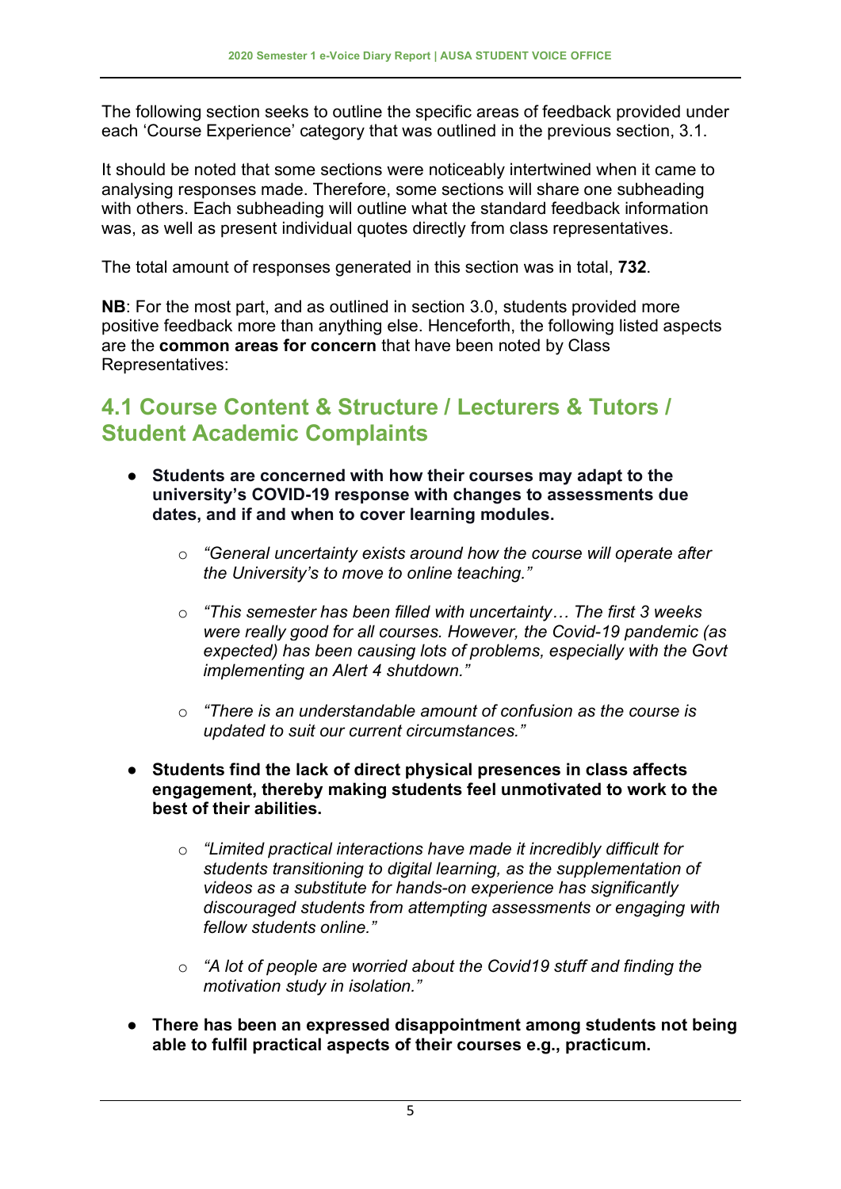The following section seeks to outline the specific areas of feedback provided under each 'Course Experience' category that was outlined in the previous section, 3.1.

It should be noted that some sections were noticeably intertwined when it came to analysing responses made. Therefore, some sections will share one subheading with others. Each subheading will outline what the standard feedback information was, as well as present individual quotes directly from class representatives.

The total amount of responses generated in this section was in total, **732**.

**NB**: For the most part, and as outlined in section 3.0, students provided more positive feedback more than anything else. Henceforth, the following listed aspects are the **common areas for concern** that have been noted by Class Representatives:

## 4.1 Course Content & Structure / Lecturers & Tutors / Student Academic Complaints

- **Students are concerned with how their courses may adapt to the university's COVID-19 response with changes to assessments due dates, and if and when to cover learning modules.**
  - *"General uncertainty exists around how the course will operate after the University's to move to online teaching."*
  - *"This semester has been filled with uncertainty… The first 3 weeks were really good for all courses. However, the Covid-19 pandemic (as expected) has been causing lots of problems, especially with the Govt implementing an Alert 4 shutdown."*
  - *"There is an understandable amount of confusion as the course is updated to suit our current circumstances."*
- **Students find the lack of direct physical presences in class affects engagement, thereby making students feel unmotivated to work to the best of their abilities.**
  - *"Limited practical interactions have made it incredibly difficult for students transitioning to digital learning, as the supplementation of videos as a substitute for hands-on experience has significantly discouraged students from attempting assessments or engaging with fellow students online."*
  - *"A lot of people are worried about the Covid19 stuff and finding the motivation study in isolation."*
- **There has been an expressed disappointment among students not being able to fulfil practical aspects of their courses e.g., practicum.**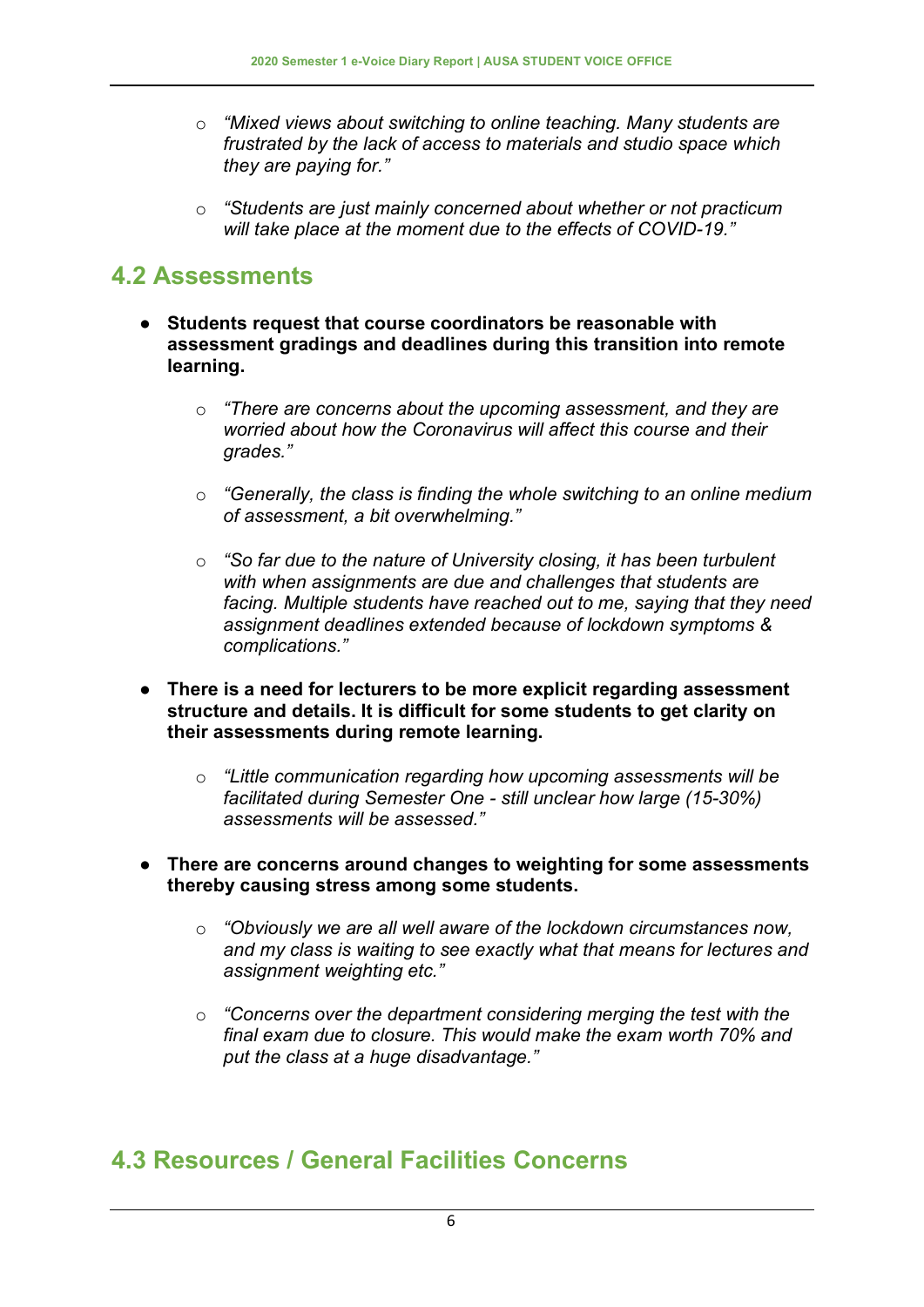- *"Mixed views about switching to online teaching. Many students are frustrated by the lack of access to materials and studio space which they are paying for."*

- *"Students are just mainly concerned about whether or not practicum will take place at the moment due to the effects of COVID-19."*

## 4.2 Assessments

- **Students request that course coordinators be reasonable with assessment gradings and deadlines during this transition into remote learning.**

  - *"There are concerns about the upcoming assessment, and they are worried about how the Coronavirus will affect this course and their grades."*

  - *"Generally, the class is finding the whole switching to an online medium of assessment, a bit overwhelming."*

  - *"So far due to the nature of University closing, it has been turbulent with when assignments are due and challenges that students are facing. Multiple students have reached out to me, saying that they need assignment deadlines extended because of lockdown symptoms & complications."*

- **There is a need for lecturers to be more explicit regarding assessment structure and details. It is difficult for some students to get clarity on their assessments during remote learning.**

  - *"Little communication regarding how upcoming assessments will be facilitated during Semester One - still unclear how large (15-30%) assessments will be assessed."*

- **There are concerns around changes to weighting for some assessments thereby causing stress among some students.**

  - *"Obviously we are all well aware of the lockdown circumstances now, and my class is waiting to see exactly what that means for lectures and assignment weighting etc."*

  - *"Concerns over the department considering merging the test with the final exam due to closure. This would make the exam worth 70% and put the class at a huge disadvantage."*

## 4.3 Resources / General Facilities Concerns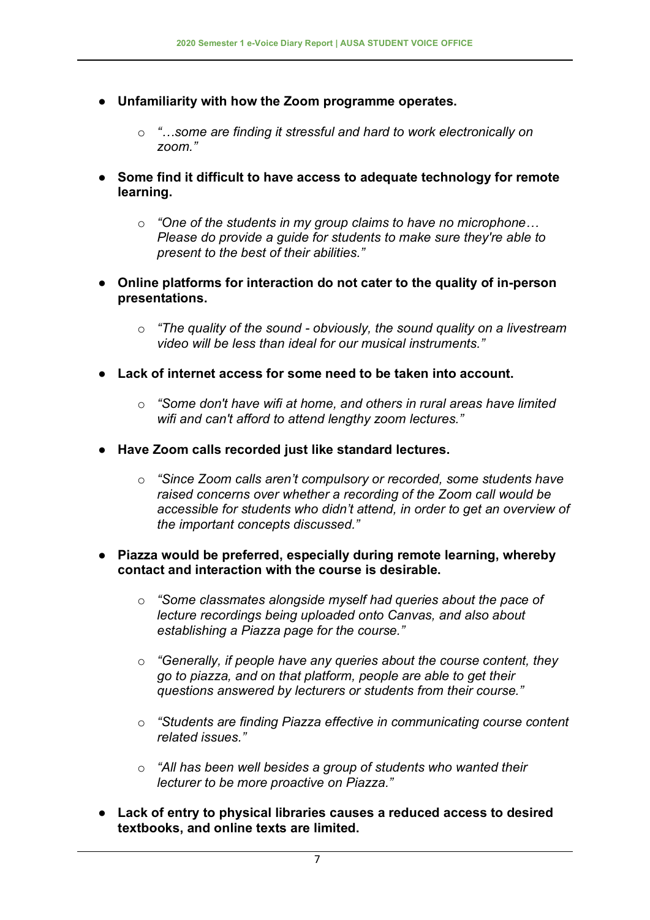- **Unfamiliarity with how the Zoom programme operates.**
    - *"…some are finding it stressful and hard to work electronically on zoom."*
- **Some find it difficult to have access to adequate technology for remote learning.**
    - *"One of the students in my group claims to have no microphone… Please do provide a guide for students to make sure they're able to present to the best of their abilities."*
- **Online platforms for interaction do not cater to the quality of in-person presentations.**
    - *"The quality of the sound - obviously, the sound quality on a livestream video will be less than ideal for our musical instruments."*
- **Lack of internet access for some need to be taken into account.**
    - *"Some don't have wifi at home, and others in rural areas have limited wifi and can't afford to attend lengthy zoom lectures."*
- **Have Zoom calls recorded just like standard lectures.**
    - *"Since Zoom calls aren't compulsory or recorded, some students have raised concerns over whether a recording of the Zoom call would be accessible for students who didn't attend, in order to get an overview of the important concepts discussed."*
- **Piazza would be preferred, especially during remote learning, whereby contact and interaction with the course is desirable.**
    - *"Some classmates alongside myself had queries about the pace of lecture recordings being uploaded onto Canvas, and also about establishing a Piazza page for the course."*
    - *"Generally, if people have any queries about the course content, they go to piazza, and on that platform, people are able to get their questions answered by lecturers or students from their course."*
    - *"Students are finding Piazza effective in communicating course content related issues."*
    - *"All has been well besides a group of students who wanted their lecturer to be more proactive on Piazza."*
- **Lack of entry to physical libraries causes a reduced access to desired textbooks, and online texts are limited.**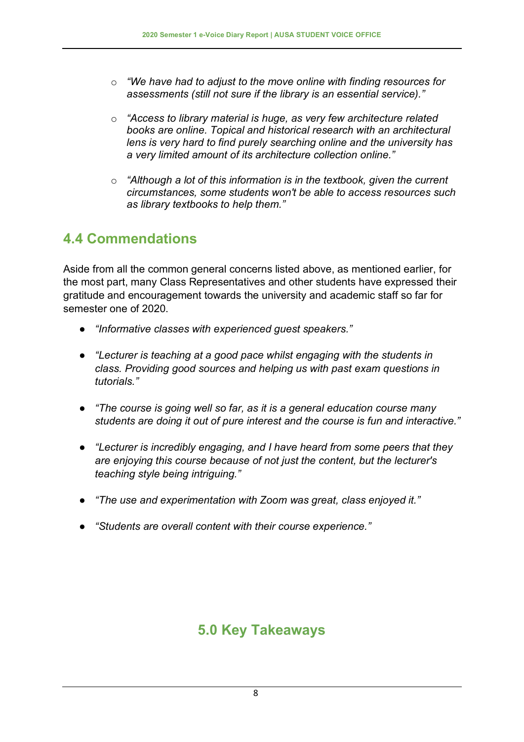- *"We have had to adjust to the move online with finding resources for assessments (still not sure if the library is an essential service)."*

   - *"Access to library material is huge, as very few architecture related books are online. Topical and historical research with an architectural lens is very hard to find purely searching online and the university has a very limited amount of its architecture collection online."*

   - *"Although a lot of this information is in the textbook, given the current circumstances, some students won't be able to access resources such as library textbooks to help them."*

## 4.4 Commendations

Aside from all the common general concerns listed above, as mentioned earlier, for the most part, many Class Representatives and other students have expressed their gratitude and encouragement towards the university and academic staff so far for semester one of 2020.

- *"Informative classes with experienced guest speakers."*

- *"Lecturer is teaching at a good pace whilst engaging with the students in class. Providing good sources and helping us with past exam questions in tutorials."*

- *"The course is going well so far, as it is a general education course many students are doing it out of pure interest and the course is fun and interactive."*

- *"Lecturer is incredibly engaging, and I have heard from some peers that they are enjoying this course because of not just the content, but the lecturer's teaching style being intriguing."*

- *"The use and experimentation with Zoom was great, class enjoyed it."*

- *"Students are overall content with their course experience."*

# 5.0 Key Takeaways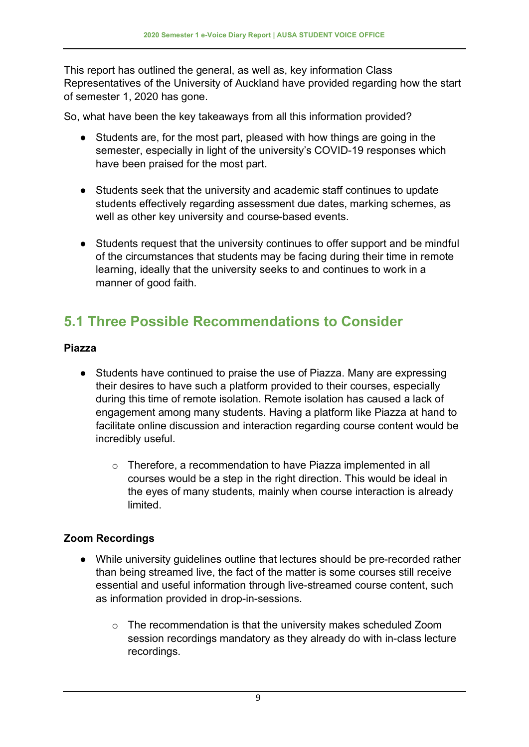This report has outlined the general, as well as, key information Class Representatives of the University of Auckland have provided regarding how the start of semester 1, 2020 has gone.

So, what have been the key takeaways from all this information provided?

- Students are, for the most part, pleased with how things are going in the semester, especially in light of the university's COVID-19 responses which have been praised for the most part.
- Students seek that the university and academic staff continues to update students effectively regarding assessment due dates, marking schemes, as well as other key university and course-based events.
- Students request that the university continues to offer support and be mindful of the circumstances that students may be facing during their time in remote learning, ideally that the university seeks to and continues to work in a manner of good faith.

## 5.1 Three Possible Recommendations to Consider

**Piazza**

- Students have continued to praise the use of Piazza. Many are expressing their desires to have such a platform provided to their courses, especially during this time of remote isolation. Remote isolation has caused a lack of engagement among many students. Having a platform like Piazza at hand to facilitate online discussion and interaction regarding course content would be incredibly useful.
  - Therefore, a recommendation to have Piazza implemented in all courses would be a step in the right direction. This would be ideal in the eyes of many students, mainly when course interaction is already limited.

**Zoom Recordings**

- While university guidelines outline that lectures should be pre-recorded rather than being streamed live, the fact of the matter is some courses still receive essential and useful information through live-streamed course content, such as information provided in drop-in-sessions.
  - The recommendation is that the university makes scheduled Zoom session recordings mandatory as they already do with in-class lecture recordings.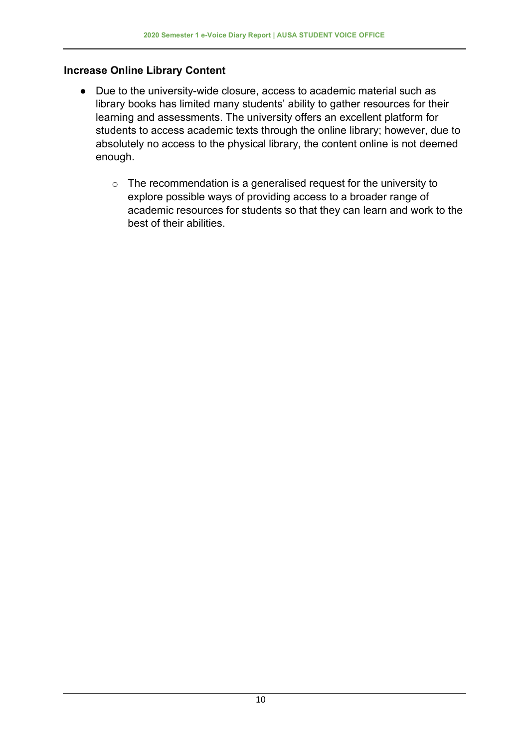### Increase Online Library Content

- Due to the university-wide closure, access to academic material such as library books has limited many students' ability to gather resources for their learning and assessments. The university offers an excellent platform for students to access academic texts through the online library; however, due to absolutely no access to the physical library, the content online is not deemed enough.
    - The recommendation is a generalised request for the university to explore possible ways of providing access to a broader range of academic resources for students so that they can learn and work to the best of their abilities.